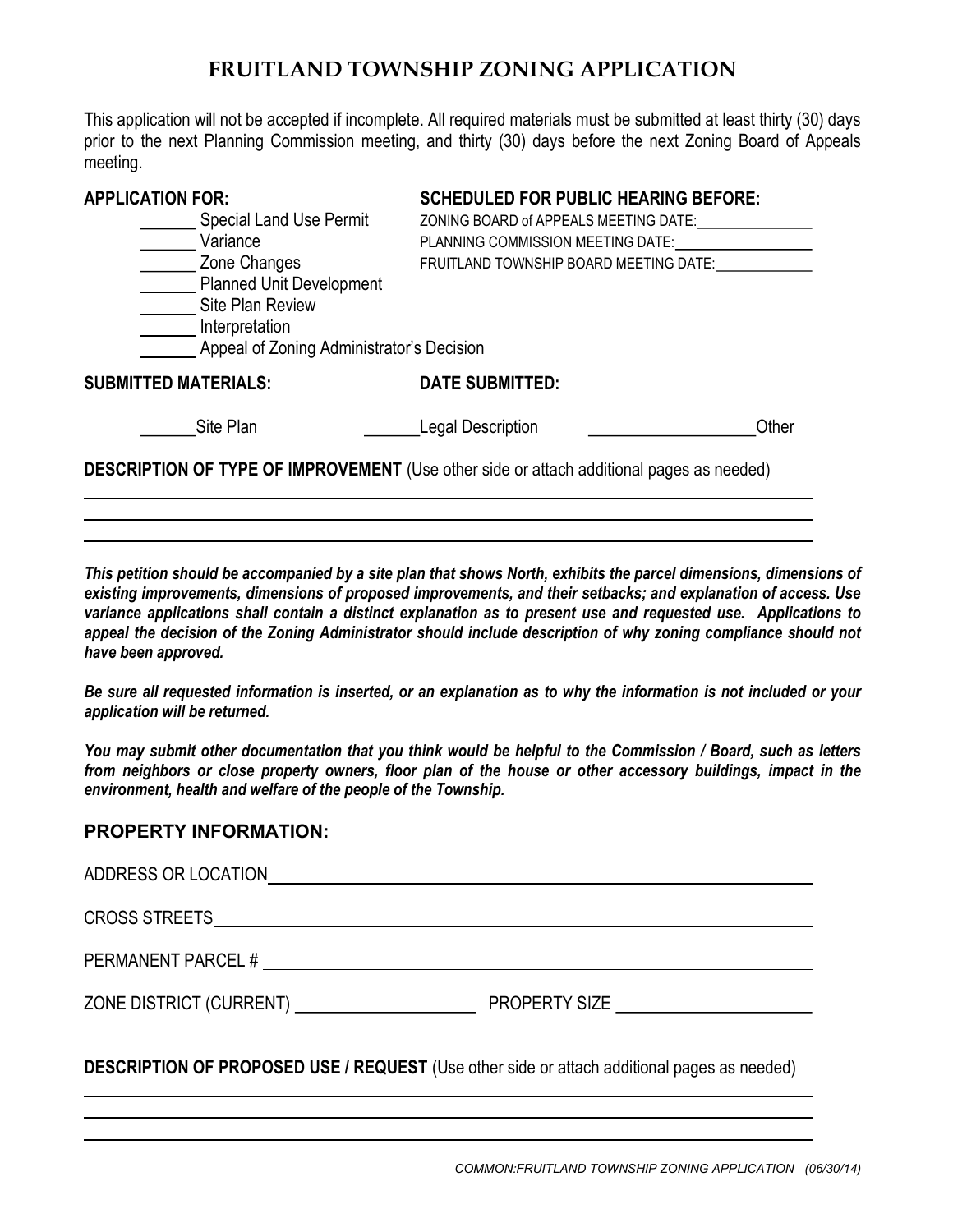# FRUITLAND TOWNSHIP ZONING APPLICATION

This application will not be accepted if incomplete. All required materials must be submitted at least thirty (30) days prior to the next Planning Commission meeting, and thirty (30) days before the next Zoning Board of Appeals meeting.

**APPLICATION FOR:**

_______ Special Land Use Permit
_______ Variance
_______ Zone Changes
_______ Planned Unit Development
_______ Site Plan Review
_______ Interpretation
_______ Appeal of Zoning Administrator's Decision

**SCHEDULED FOR PUBLIC HEARING BEFORE:**

ZONING BOARD of APPEALS MEETING DATE:_______________
PLANNING COMMISSION MEETING DATE:_______________
FRUITLAND TOWNSHIP BOARD MEETING DATE:_______________

**SUBMITTED MATERIALS:** **DATE SUBMITTED:**_______________

_______Site Plan _______Legal Description ___________________Other

**DESCRIPTION OF TYPE OF IMPROVEMENT** (Use other side or attach additional pages as needed)

_______________________________________________________________________________
_______________________________________________________________________________
_______________________________________________________________________________

***This petition should be accompanied by a site plan that shows North, exhibits the parcel dimensions, dimensions of existing improvements, dimensions of proposed improvements, and their setbacks; and explanation of access. Use variance applications shall contain a distinct explanation as to present use and requested use. Applications to appeal the decision of the Zoning Administrator should include description of why zoning compliance should not have been approved.***

***Be sure all requested information is inserted, or an explanation as to why the information is not included or your application will be returned.***

***You may submit other documentation that you think would be helpful to the Commission / Board, such as letters from neighbors or close property owners, floor plan of the house or other accessory buildings, impact in the environment, health and welfare of the people of the Township.***

## PROPERTY INFORMATION:

ADDRESS OR LOCATION_______________________________________________________________

CROSS STREETS_____________________________________________________________________

PERMANENT PARCEL # _______________________________________________________________

ZONE DISTRICT (CURRENT) ____________________ PROPERTY SIZE ____________________

**DESCRIPTION OF PROPOSED USE / REQUEST** (Use other side or attach additional pages as needed)

_______________________________________________________________________________
_______________________________________________________________________________
_______________________________________________________________________________

*COMMON:FRUITLAND TOWNSHIP ZONING APPLICATION (06/30/14)*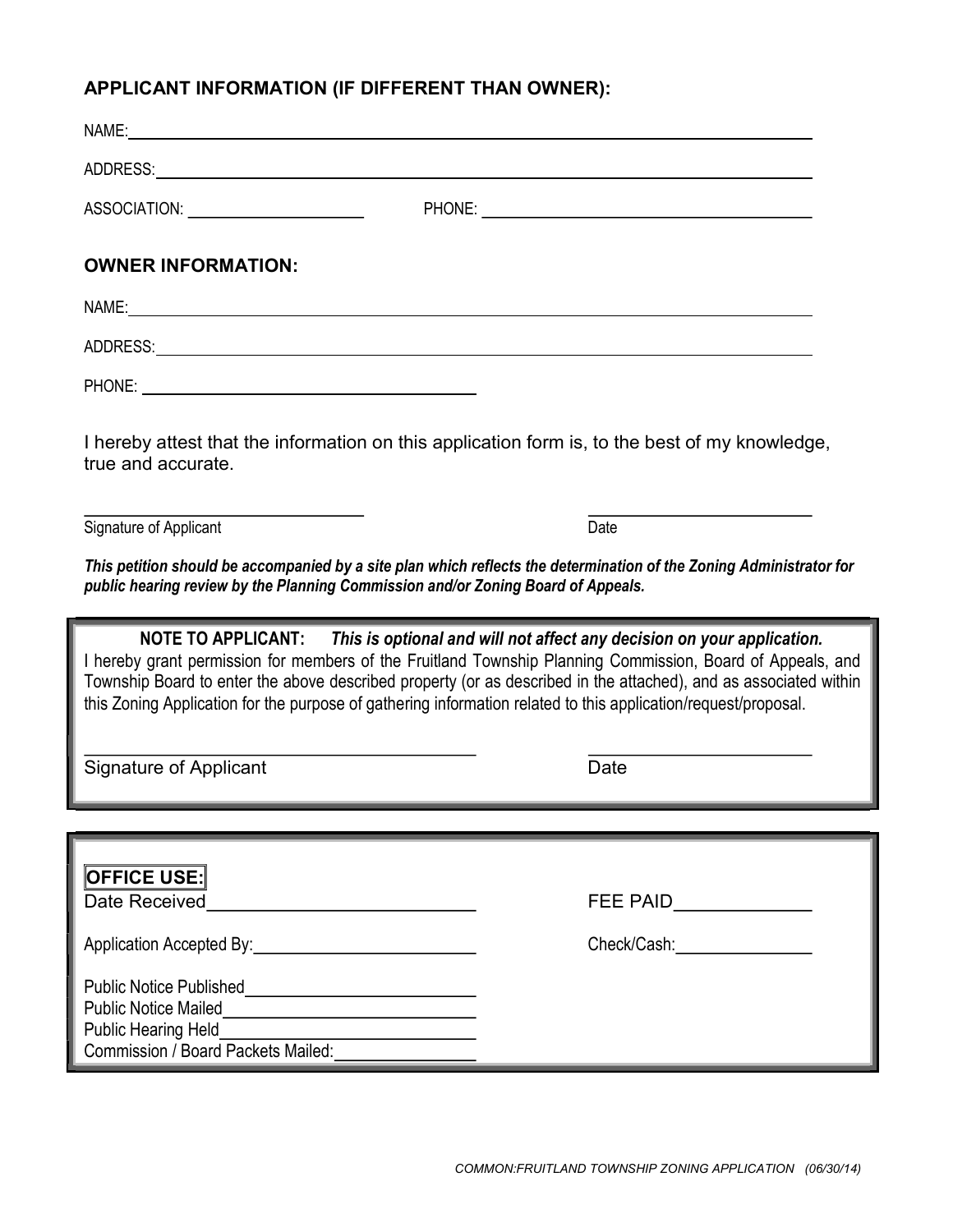## APPLICANT INFORMATION (IF DIFFERENT THAN OWNER):

NAME: ______________________________________________

ADDRESS: ______________________________________________

ASSOCIATION: ____________________ PHONE: ______________________________

## OWNER INFORMATION:

NAME: ______________________________________________

ADDRESS: ______________________________________________

PHONE: ______________________________

I hereby attest that the information on this application form is, to the best of my knowledge, true and accurate.

______________________________ ______________________________
Signature of Applicant Date

***This petition should be accompanied by a site plan which reflects the determination of the Zoning Administrator for public hearing review by the Planning Commission and/or Zoning Board of Appeals.***

**NOTE TO APPLICANT:** ***This is optional and will not affect any decision on your application.***
I hereby grant permission for members of the Fruitland Township Planning Commission, Board of Appeals, and Township Board to enter the above described property (or as described in the attached), and as associated within this Zoning Application for the purpose of gathering information related to this application/request/proposal.

______________________________ ______________________________
Signature of Applicant Date

**OFFICE USE:**

Date Received ______________________________ FEE PAID ______________

Application Accepted By: ______________________ Check/Cash: ______________

Public Notice Published ______________________

Public Notice Mailed ______________________

Public Hearing Held ______________________

Commission / Board Packets Mailed: ______________

*COMMON:FRUITLAND TOWNSHIP ZONING APPLICATION (06/30/14)*